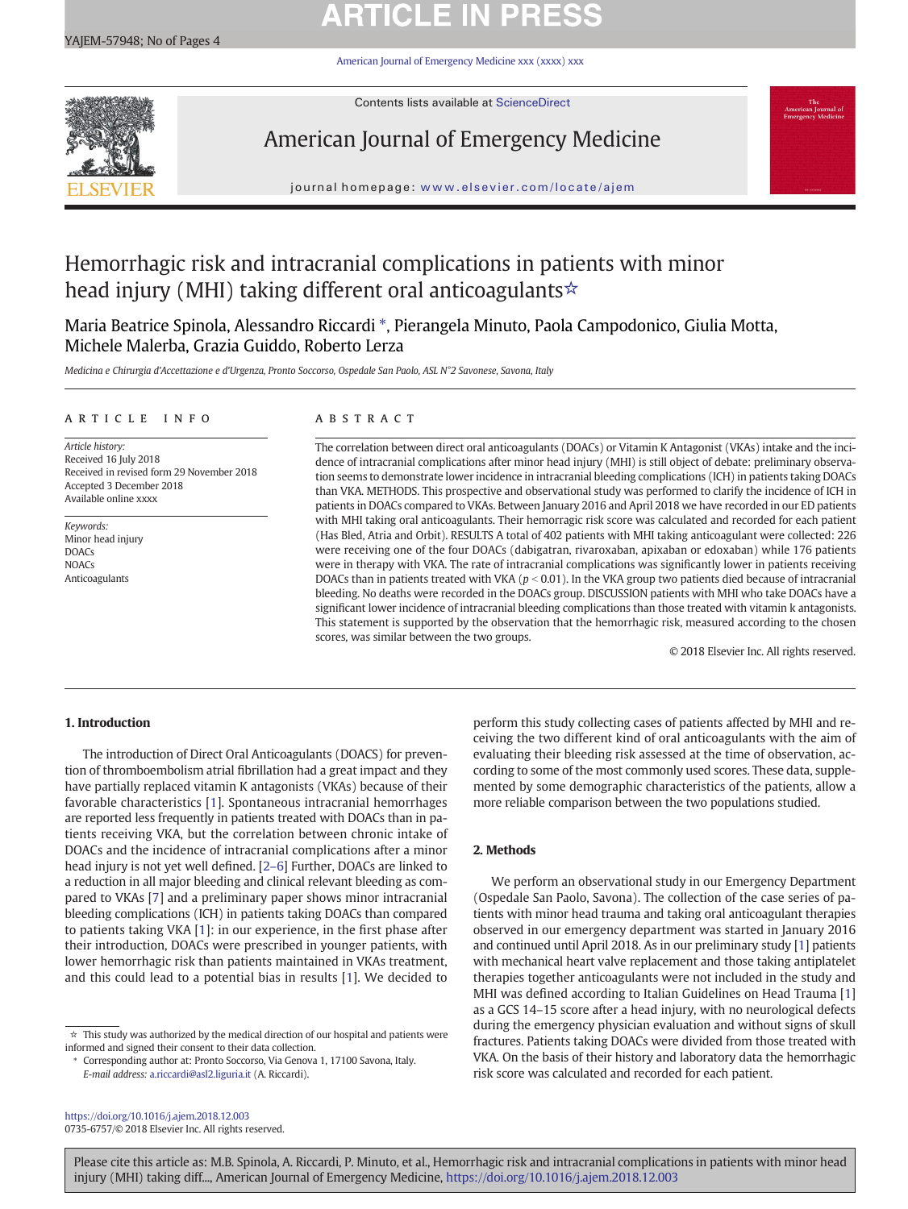# Hemorrhagic risk and intracranial complications in patients with minor head injury (MHI) taking different oral anticoagulants☆

Maria Beatrice Spinola, Alessandro Riccardi *, Pierangela Minuto, Paola Campodonico, Giulia Motta, Michele Malerba, Grazia Guiddo, Roberto Lerza

*Medicina e Chirurgia d'Accettazione e d'Urgenza, Pronto Soccorso, Ospedale San Paolo, ASL N°2 Savonese, Savona, Italy*

## ARTICLE INFO

*Article history:*
Received 16 July 2018
Received in revised form 29 November 2018
Accepted 3 December 2018
Available online xxxx

*Keywords:*
Minor head injury
DOACs
NOACs
Anticoagulants

## ABSTRACT

The correlation between direct oral anticoagulants (DOACs) or Vitamin K Antagonist (VKAs) intake and the incidence of intracranial complications after minor head injury (MHI) is still object of debate: preliminary observation seems to demonstrate lower incidence in intracranial bleeding complications (ICH) in patients taking DOACs than VKA. METHODS. This prospective and observational study was performed to clarify the incidence of ICH in patients in DOACs compared to VKAs. Between January 2016 and April 2018 we have recorded in our ED patients with MHI taking oral anticoagulants. Their hemorragic risk score was calculated and recorded for each patient (Has Bled, Atria and Orbit). RESULTS A total of 402 patients with MHI taking anticoagulant were collected: 226 were receiving one of the four DOACs (dabigatran, rivaroxaban, apixaban or edoxaban) while 176 patients were in therapy with VKA. The rate of intracranial complications was significantly lower in patients receiving DOACs than in patients treated with VKA ($p < 0.01$). In the VKA group two patients died because of intracranial bleeding. No deaths were recorded in the DOACs group. DISCUSSION patients with MHI who take DOACs have a significant lower incidence of intracranial bleeding complications than those treated with vitamin k antagonists. This statement is supported by the observation that the hemorragic risk, measured according to the chosen scores, was similar between the two groups.

© 2018 Elsevier Inc. All rights reserved.

## 1. Introduction

The introduction of Direct Oral Anticoagulants (DOACS) for prevention of thromboembolism atrial fibrillation had a great impact and they have partially replaced vitamin K antagonists (VKAs) because of their favorable characteristics [1]. Spontaneous intracranial hemorrhages are reported less frequently in patients treated with DOACs than in patients receiving VKA, but the correlation between chronic intake of DOACs and the incidence of intracranial complications after a minor head injury is not yet well defined. [2–6] Further, DOACs are linked to a reduction in all major bleeding and clinical relevant bleeding as compared to VKAs [7] and a preliminary paper shows minor intracranial bleeding complications (ICH) in patients taking DOACs than compared to patients taking VKA [1]: in our experience, in the first phase after their introduction, DOACs were prescribed in younger patients, with lower hemorragic risk than patients maintained in VKAs treatment, and this could lead to a potential bias in results [1]. We decided to perform this study collecting cases of patients affected by MHI and receiving the two different kind of oral anticoagulants with the aim of evaluating their bleeding risk assessed at the time of observation, according to some of the most commonly used scores. These data, supplemented by some demographic characteristics of the patients, allow a more reliable comparison between the two populations studied.

## 2. Methods

We perform an observational study in our Emergency Department (Ospedale San Paolo, Savona). The collection of the case series of patients with minor head trauma and taking oral anticoagulant therapies observed in our emergency department was started in January 2016 and continued until April 2018. As in our preliminary study [1] patients with mechanical heart valve replacement and those taking antiplatelet therapies together anticoagulants were not included in the study and MHI was defined according to Italian Guidelines on Head Trauma [1] as a GCS 14–15 score after a head injury, with no neurological defects during the emergency physician evaluation and without signs of skull fractures. Patients taking DOACs were divided from those treated with VKA. On the basis of their history and laboratory data the hemorragic risk score was calculated and recorded for each patient.

☆ This study was authorized by the medical direction of our hospital and patients were informed and signed their consent to their data collection.

\* Corresponding author at: Pronto Soccorso, Via Genova 1, 17100 Savona, Italy.
*E-mail address:* a.riccardi@asl2.liguria.it (A. Riccardi).

https://doi.org/10.1016/j.ajem.2018.12.003
0735-6757/© 2018 Elsevier Inc. All rights reserved.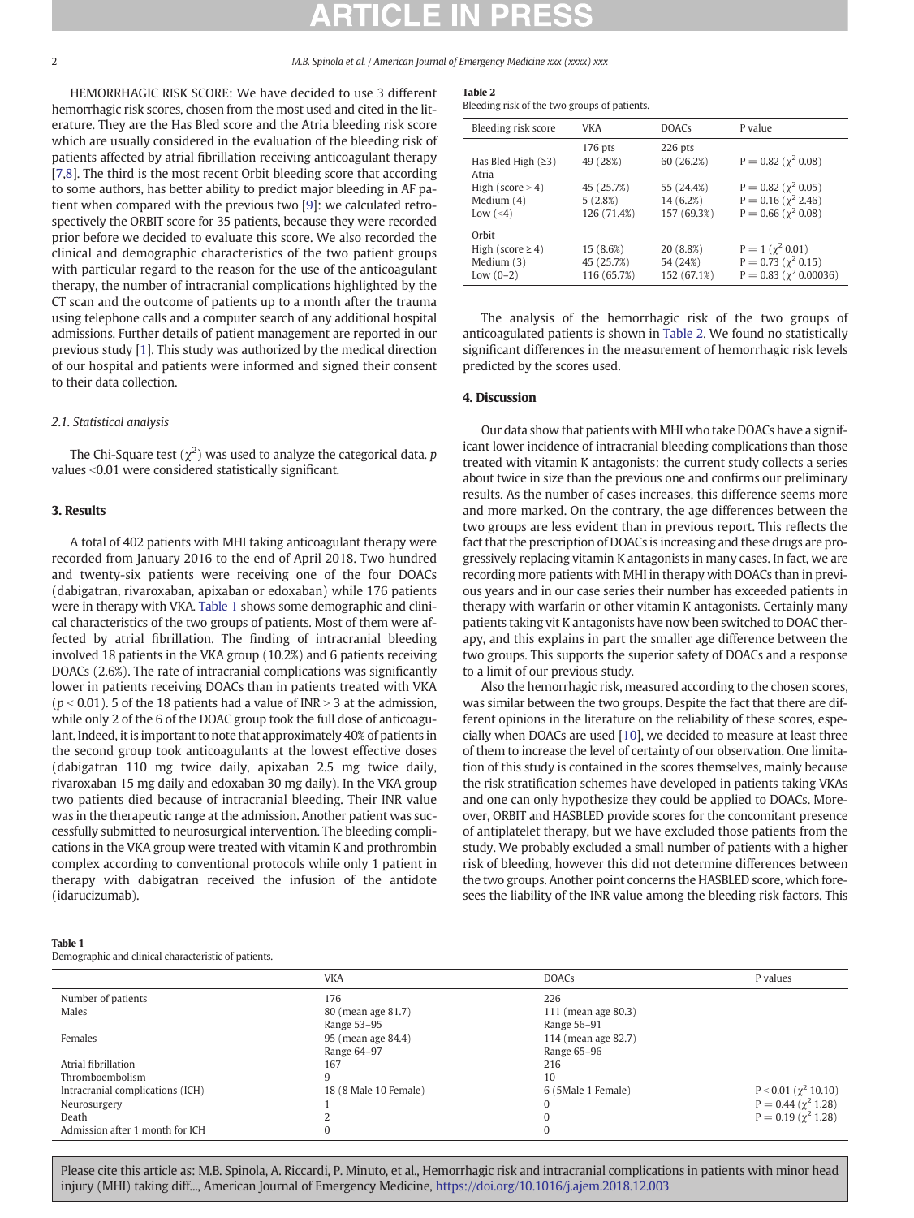HEMORRHAGIC RISK SCORE: We have decided to use 3 different hemorrhagic risk scores, chosen from the most used and cited in the literature. They are the Has Bled score and the Atria bleeding risk score which are usually considered in the evaluation of the bleeding risk of patients affected by atrial fibrillation receiving anticoagulant therapy [7,8]. The third is the most recent Orbit bleeding score that according to some authors, has better ability to predict major bleeding in AF patient when compared with the previous two [9]: we calculated retrospectively the ORBIT score for 35 patients, because they were recorded prior before we decided to evaluate this score. We also recorded the clinical and demographic characteristics of the two patient groups with particular regard to the reason for the use of the anticoagulant therapy, the number of intracranial complications highlighted by the CT scan and the outcome of patients up to a month after the trauma using telephone calls and a computer search of any additional hospital admissions. Further details of patient management are reported in our previous study [1]. This study was authorized by the medical direction of our hospital and patients were informed and signed their consent to their data collection.

### 2.1. Statistical analysis

The Chi-Square test ($\chi^2$) was used to analyze the categorical data. *p* values <0.01 were considered statistically significant.

## 3. Results

A total of 402 patients with MHI taking anticoagulant therapy were recorded from January 2016 to the end of April 2018. Two hundred and twenty-six patients were receiving one of the four DOACs (dabigatran, rivaroxaban, apixaban or edoxaban) while 176 patients were in therapy with VKA. Table 1 shows some demographic and clinical characteristics of the two groups of patients. Most of them were affected by atrial fibrillation. The finding of intracranial bleeding involved 18 patients in the VKA group (10.2%) and 6 patients receiving DOACs (2.6%). The rate of intracranial complications was significantly lower in patients receiving DOACs than in patients treated with VKA ($p < 0.01$). 5 of the 18 patients had a value of INR > 3 at the admission, while only 2 of the 6 of the DOAC group took the full dose of anticoagulant. Indeed, it is important to note that approximately 40% of patients in the second group took anticoagulants at the lowest effective doses (dabigatran 110 mg twice daily, apixaban 2.5 mg twice daily, rivaroxaban 15 mg daily and edoxaban 30 mg daily). In the VKA group two patients died because of intracranial bleeding. Their INR value was in the therapeutic range at the admission. Another patient was successfully submitted to neurosurgical intervention. The bleeding complications in the VKA group were treated with vitamin K and prothrombin complex according to conventional protocols while only 1 patient in therapy with dabigatran received the infusion of the antidote (idarucizumab).

**Table 2**
Bleeding risk of the two groups of patients.

| Bleeding risk score | VKA | DOACs | P value |
|---|---|---|---|
| | 176 pts | 226 pts | |
| Has Bled High (≥3) | 49 (28%) | 60 (26.2%) | P = 0.82 ($\chi^2$ 0.08) |
| Atria | | | |
| High (score > 4) | 45 (25.7%) | 55 (24.4%) | P = 0.82 ($\chi^2$ 0.05) |
| Medium (4) | 5 (2.8%) | 14 (6.2%) | P = 0.16 ($\chi^2$ 2.46) |
| Low (<4) | 126 (71.4%) | 157 (69.3%) | P = 0.66 ($\chi^2$ 0.08) |
| Orbit | | | |
| High (score ≥ 4) | 15 (8.6%) | 20 (8.8%) | P = 1 ($\chi^2$ 0.01) |
| Medium (3) | 45 (25.7%) | 54 (24%) | P = 0.73 ($\chi^2$ 0.15) |
| Low (0–2) | 116 (65.7%) | 152 (67.1%) | P = 0.83 ($\chi^2$ 0.00036) |

The analysis of the hemorrhagic risk of the two groups of anticoagulated patients is shown in Table 2. We found no statistically significant differences in the measurement of hemorrhagic risk levels predicted by the scores used.

## 4. Discussion

Our data show that patients with MHI who take DOACs have a significant lower incidence of intracranial bleeding complications than those treated with vitamin K antagonists: the current study collects a series about twice in size than the previous one and confirms our preliminary results. As the number of cases increases, this difference seems more and more marked. On the contrary, the age differences between the two groups are less evident than in previous report. This reflects the fact that the prescription of DOACs is increasing and these drugs are progressively replacing vitamin K antagonists in many cases. In fact, we are recording more patients with MHI in therapy with DOACs than in previous years and in our case series their number has exceeded patients in therapy with warfarin or other vitamin K antagonists. Certainly many patients taking vit K antagonists have now been switched to DOAC therapy, and this explains in part the smaller age difference between the two groups. This supports the superior safety of DOACs and a response to a limit of our previous study.

Also the hemorrhagic risk, measured according to the chosen scores, was similar between the two groups. Despite the fact that there are different opinions in the literature on the reliability of these scores, especially when DOACs are used [10], we decided to measure at least three of them to increase the level of certainty of our observation. One limitation of this study is contained in the scores themselves, mainly because the risk stratification schemes have developed in patients taking VKAs and one can only hypothesize they could be applied to DOACs. Moreover, ORBIT and HASBLED provide scores for the concomitant presence of antiplatelet therapy, but we have excluded those patients from the study. We probably excluded a small number of patients with a higher risk of bleeding, however this did not determine differences between the two groups. Another point concerns the HASBLED score, which foresees the liability of the INR value among the bleeding risk factors. This

**Table 1**
Demographic and clinical characteristic of patients.

| | VKA | DOACs | P values |
|---|---|---|---|
| Number of patients | 176 | 226 | |
| Males | 80 (mean age 81.7) Range 53–95 | 111 (mean age 80.3) Range 56–91 | |
| Females | 95 (mean age 84.4) Range 64–97 | 114 (mean age 82.7) Range 65–96 | |
| Atrial fibrillation | 167 | 216 | |
| Thromboembolism | 9 | 10 | |
| Intracranial complications (ICH) | 18 (8 Male 10 Female) | 6 (5Male 1 Female) | P < 0.01 ($\chi^2$ 10.10) |
| Neurosurgery | 1 | 0 | P = 0.44 ($\chi^2$ 1.28) |
| Death | 2 | 0 | P = 0.19 ($\chi^2$ 1.28) |
| Admission after 1 month for ICH | 0 | 0 | |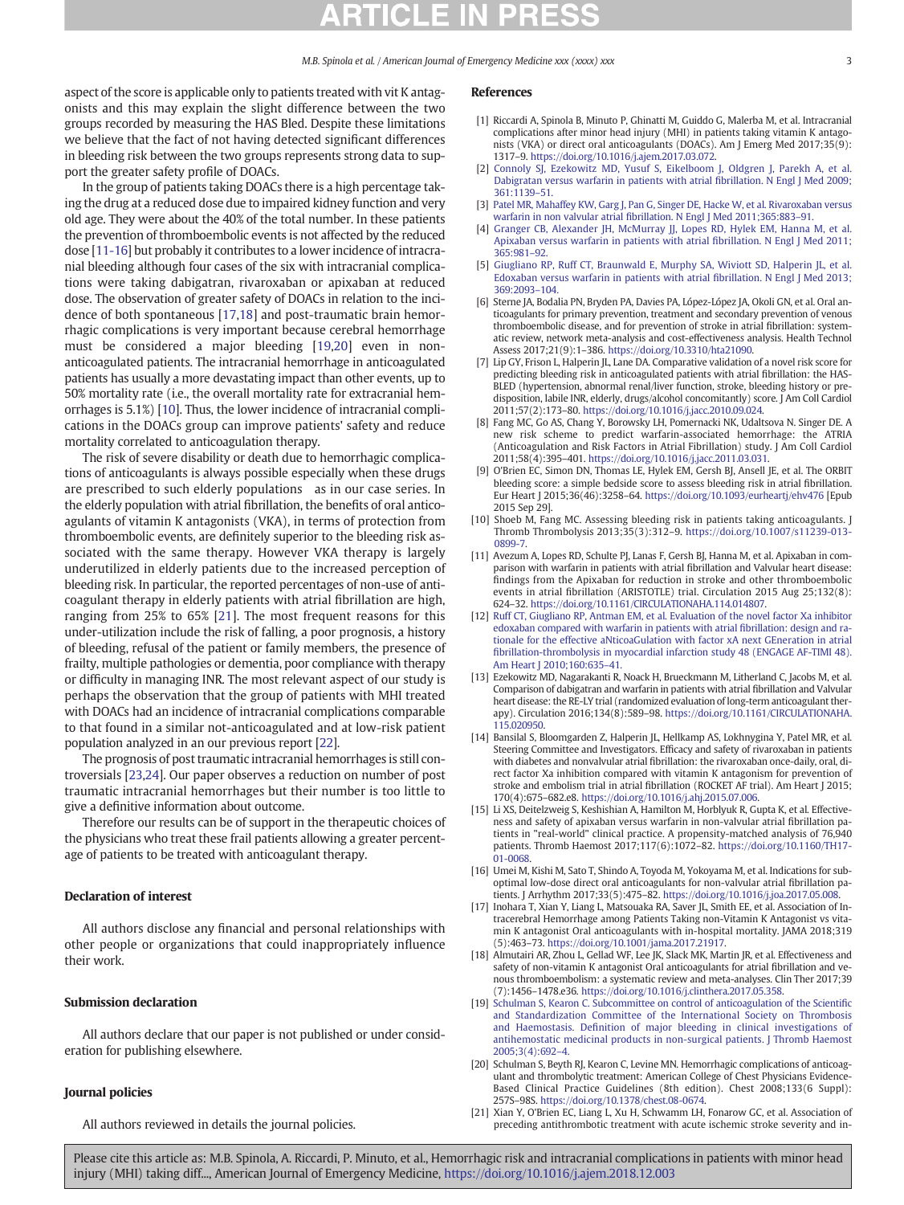aspect of the score is applicable only to patients treated with vit K antagonists and this may explain the slight difference between the two groups recorded by measuring the HAS Bled. Despite these limitations we believe that the fact of not having detected significant differences in bleeding risk between the two groups represents strong data to support the greater safety profile of DOACs.

In the group of patients taking DOACs there is a high percentage taking the drug at a reduced dose due to impaired kidney function and very old age. They were about the 40% of the total number. In these patients the prevention of thromboembolic events is not affected by the reduced dose [11-16] but probably it contributes to a lower incidence of intracranial bleeding although four cases of the six with intracranial complications were taking dabigatran, rivaroxaban or apixaban at reduced dose. The observation of greater safety of DOACs in relation to the incidence of both spontaneous [17,18] and post-traumatic brain hemorrhagic complications is very important because cerebral hemorrhage must be considered a major bleeding [19,20] even in non-anticoagulated patients. The intracranial hemorrhage in anticoagulated patients has usually a more devastating impact than other events, up to 50% mortality rate (i.e., the overall mortality rate for extracranial hemorrhages is 5.1%) [10]. Thus, the lower incidence of intracranial complications in the DOACs group can improve patients' safety and reduce mortality correlated to anticoagulation therapy.

The risk of severe disability or death due to hemorrhagic complications of anticoagulants is always possible especially when these drugs are prescribed to such elderly populations as in our case series. In the elderly population with atrial fibrillation, the benefits of oral anticoagulants of vitamin K antagonists (VKA), in terms of protection from thromboembolic events, are definitely superior to the bleeding risk associated with the same therapy. However VKA therapy is largely underutilized in elderly patients due to the increased perception of bleeding risk. In particular, the reported percentages of non-use of anticoagulant therapy in elderly patients with atrial fibrillation are high, ranging from 25% to 65% [21]. The most frequent reasons for this under-utilization include the risk of falling, a poor prognosis, a history of bleeding, refusal of the patient or family members, the presence of frailty, multiple pathologies or dementia, poor compliance with therapy or difficulty in managing INR. The most relevant aspect of our study is perhaps the observation that the group of patients with MHI treated with DOACs had an incidence of intracranial complications comparable to that found in a similar not-anticoagulated and at low-risk patient population analyzed in an our previous report [22].

The prognosis of post traumatic intracranial hemorrhages is still controversials [23,24]. Our paper observes a reduction on number of post traumatic intracranial hemorrhages but their number is too little to give a definitive information about outcome.

Therefore our results can be of support in the therapeutic choices of the physicians who treat these frail patients allowing a greater percentage of patients to be treated with anticoagulant therapy.

## Declaration of interest

All authors disclose any financial and personal relationships with other people or organizations that could inappropriately influence their work.

## Submission declaration

All authors declare that our paper is not published or under consideration for publishing elsewhere.

## Journal policies

All authors reviewed in details the journal policies.

## References

[1] Riccardi A, Spinola B, Minuto P, Ghinatti M, Guiddo G, Malerba M, et al. Intracranial complications after minor head injury (MHI) in patients taking vitamin K antagonists (VKA) or direct oral anticoagulants (DOACs). Am J Emerg Med 2017;35(9):1317–9. https://doi.org/10.1016/j.ajem.2017.03.072.

[2] Connoly SJ, Ezekowitz MD, Yusuf S, Eikelboom J, Oldgren J, Parekh A, et al. Dabigatran versus warfarin in patients with atrial fibrillation. N Engl J Med 2009; 361:1139–51.

[3] Patel MR, Mahaffey KW, Garg J, Pan G, Singer DE, Hacke W, et al. Rivaroxaban versus warfarin in non valvular atrial fibrillation. N Engl J Med 2011;365:883–91.

[4] Granger CB, Alexander JH, McMurray JJ, Lopes RD, Hylek EM, Hanna M, et al. Apixaban versus warfarin in patients with atrial fibrillation. N Engl J Med 2011; 365:981–92.

[5] Giugliano RP, Ruff CT, Braunwald E, Murphy SA, Wiviott SD, Halperin JL, et al. Edoxaban versus warfarin in patients with atrial fibrillation. N Engl J Med 2013; 369:2093–104.

[6] Sterne JA, Bodalia PN, Bryden PA, López-López JA, Okoli GN, et al. Oral anticoagulants for primary prevention, treatment and secondary prevention of venous thromboembolic disease, and for prevention of stroke in atrial fibrillation: systematic review, network meta-analysis and cost-effectiveness analysis. Health Technol Assess 2017;21(9):1–386. https://doi.org/10.3310/hta21090.

[7] Lip GY, Frison L, Halperin JL, Lane DA. Comparative validation of a novel risk score for predicting bleeding risk in anticoagulated patients with atrial fibrillation: the HAS-BLED (hypertension, abnormal renal/liver function, stroke, bleeding history or predisposition, labile INR, elderly, drugs/alcohol concomitantly) score. J Am Coll Cardiol 2011;57(2):173–80. https://doi.org/10.1016/j.jacc.2010.09.024.

[8] Fang MC, Go AS, Chang Y, Borowsky LH, Pomernacki NK, Udaltsova N. Singer DE. A new risk scheme to predict warfarin-associated hemorrhage: the ATRIA (Anticoagulation and Risk Factors in Atrial Fibrillation) study. J Am Coll Cardiol 2011;58(4):395–401. https://doi.org/10.1016/j.jacc.2011.03.031.

[9] O'Brien EC, Simon DN, Thomas LE, Hylek EM, Gersh BJ, Ansell JE, et al. The ORBIT bleeding score: a simple bedside score to assess bleeding risk in atrial fibrillation. Eur Heart J 2015;36(46):3258–64. https://doi.org/10.1093/eurheartj/ehv476 [Epub 2015 Sep 29].

[10] Shoeb M, Fang MC. Assessing bleeding risk in patients taking anticoagulants. J Thromb Thrombolysis 2013;35(3):312–9. https://doi.org/10.1007/s11239-013-0899-7.

[11] Avezum A, Lopes RD, Schulte PJ, Lanas F, Gersh BJ, Hanna M, et al. Apixaban in comparison with warfarin in patients with atrial fibrillation and Valvular heart disease: findings from the Apixaban for reduction in stroke and other thromboembolic events in atrial fibrillation (ARISTOTLE) trial. Circulation 2015 Aug 25;132(8): 624–32. https://doi.org/10.1161/CIRCULATIONAHA.114.014807.

[12] Ruff CT, Giugliano RP, Antman EM, et al. Evaluation of the novel factor Xa inhibitor edoxaban compared with warfarin in patients with atrial fibrillation: design and rationale for the effective aNticoaGulation with factor xA next GEneration in atrial fibrillation-thrombolysis in myocardial infarction study 48 (ENGAGE AF-TIMI 48). Am Heart J 2010;160:635–41.

[13] Ezekowitz MD, Nagarakanti R, Noack H, Brueckmann M, Litherland C, Jacobs M, et al. Comparison of dabigatran and warfarin in patients with atrial fibrillation and Valvular heart disease: the RE-LY trial (randomized evaluation of long-term anticoagulant therapy). Circulation 2016;134(8):589–98. https://doi.org/10.1161/CIRCULATIONAHA.115.020950.

[14] Bansilal S, Bloomgarden Z, Halperin JL, Hellkamp AS, Lokhnygina Y, Patel MR, et al. Steering Committee and Investigators. Efficacy and safety of rivaroxaban in patients with diabetes and nonvalvular atrial fibrillation: the rivaroxaban once-daily, oral, direct factor Xa inhibition compared with vitamin K antagonism for prevention of stroke and embolism trial in atrial fibrillation (ROCKET AF trial). Am Heart J 2015; 170(4):675–682.e8. https://doi.org/10.1016/j.ahj.2015.07.006.

[15] Li XS, Deitelzweig S, Keshishian A, Hamilton M, Horblyuk R, Gupta K, et al. Effectiveness and safety of apixaban versus warfarin in non-valvular atrial fibrillation patients in "real-world" clinical practice. A propensity-matched analysis of 76,940 patients. Thromb Haemost 2017;117(6):1072–82. https://doi.org/10.1160/TH17-01-0068.

[16] Umei M, Kishi M, Sato T, Shindo A, Toyoda M, Yokoyama M, et al. Indications for suboptimal low-dose direct oral anticoagulants for non-valvular atrial fibrillation patients. J Arrhythm 2017;33(5):475–82. https://doi.org/10.1016/j.joa.2017.05.008.

[17] Inohara T, Xian Y, Liang L, Matsouaka RA, Saver JL, Smith EE, et al. Association of Intracerebral Hemorrhage among Patients Taking non-Vitamin K Antagonist vs vitamin K antagonist Oral anticoagulants with in-hospital mortality. JAMA 2018;319 (5):463–73. https://doi.org/10.1001/jama.2017.21917.

[18] Almutairi AR, Zhou L, Gellad WF, Lee JK, Slack MK, Martin JR, et al. Effectiveness and safety of non-vitamin K antagonist Oral anticoagulants for atrial fibrillation and venous thromboembolism: a systematic review and meta-analyses. Clin Ther 2017;39 (7):1456–1478.e36. https://doi.org/10.1016/j.clinthera.2017.05.358.

[19] Schulman S, Kearon C. Subcommittee on control of anticoagulation of the Scientific and Standardization Committee of the International Society on Thrombosis and Haemostasis. Definition of major bleeding in clinical investigations of antihemostatic medicinal products in non-surgical patients. J Thromb Haemost 2005;3(4):692–4.

[20] Schulman S, Beyth RJ, Kearon C, Levine MN. Hemorrhagic complications of anticoagulant and thrombolytic treatment: American College of Chest Physicians Evidence-Based Clinical Practice Guidelines (8th edition). Chest 2008;133(6 Suppl): 257S–98S. https://doi.org/10.1378/chest.08-0674.

[21] Xian Y, O'Brien EC, Liang L, Xu H, Schwamm LH, Fonarow GC, et al. Association of preceding antithrombotic treatment with acute ischemic stroke severity and in-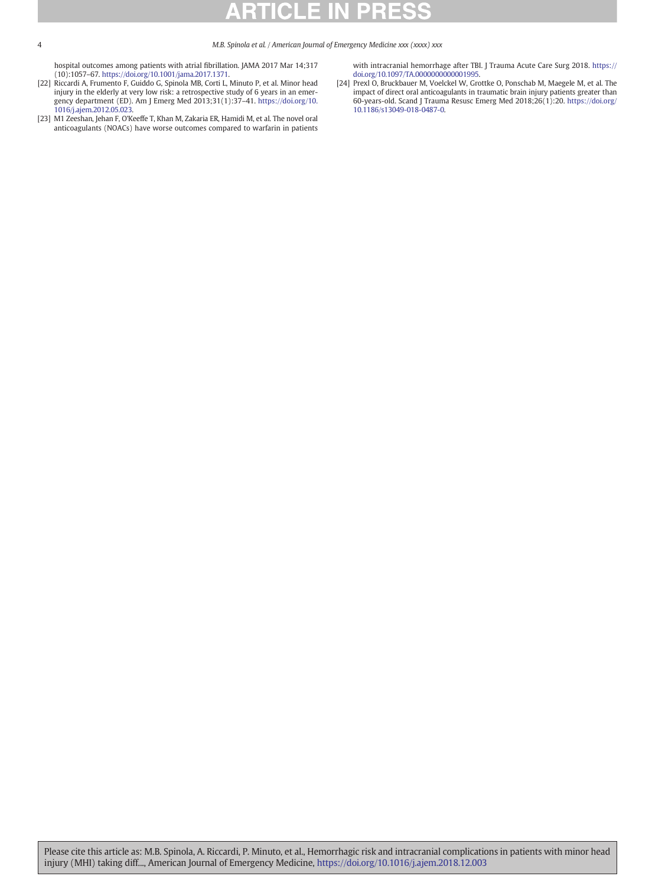hospital outcomes among patients with atrial fibrillation. JAMA 2017 Mar 14;317 (10):1057–67. https://doi.org/10.1001/jama.2017.1371.

[22] Riccardi A, Frumento F, Guiddo G, Spinola MB, Corti L, Minuto P, et al. Minor head injury in the elderly at very low risk: a retrospective study of 6 years in an emergency department (ED). Am J Emerg Med 2013;31(1):37–41. https://doi.org/10.1016/j.ajem.2012.05.023.

[23] M1 Zeeshan, Jehan F, O'Keeffe T, Khan M, Zakaria ER, Hamidi M, et al. The novel oral anticoagulants (NOACs) have worse outcomes compared to warfarin in patients with intracranial hemorrhage after TBI. J Trauma Acute Care Surg 2018. https://doi.org/10.1097/TA.0000000000001995.

[24] Prexl O, Bruckbauer M, Voelckel W, Grottke O, Ponschab M, Maegele M, et al. The impact of direct oral anticoagulants in traumatic brain injury patients greater than 60-years-old. Scand J Trauma Resusc Emerg Med 2018;26(1):20. https://doi.org/10.1186/s13049-018-0487-0.

Please cite this article as: M.B. Spinola, A. Riccardi, P. Minuto, et al., Hemorrhagic risk and intracranial complications in patients with minor head injury (MHI) taking diff..., American Journal of Emergency Medicine, https://doi.org/10.1016/j.ajem.2018.12.003